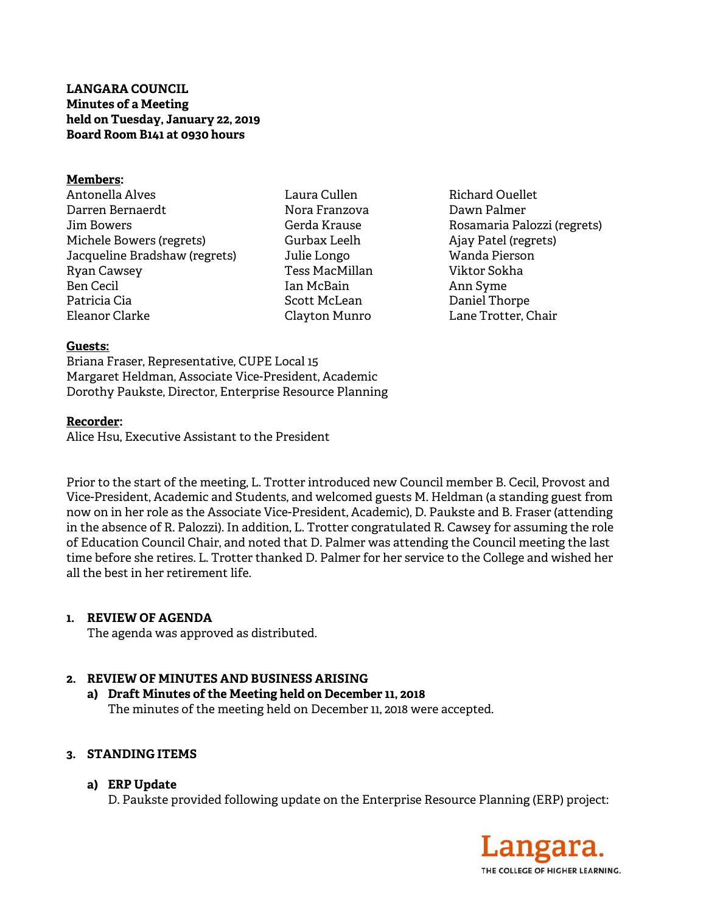**LANGARA COUNCIL**
**Minutes of a Meeting**
**held on Tuesday, January 22, 2019**
**Board Room B141 at 0930 hours**

**Members:**

| | | |
|---|---|---|
| Antonella Alves | Laura Cullen | Richard Ouellet |
| Darren Bernaerdt | Nora Franzova | Dawn Palmer |
| Jim Bowers | Gerda Krause | Rosamaria Palozzi (regrets) |
| Michele Bowers (regrets) | Gurbax Leelh | Ajay Patel (regrets) |
| Jacqueline Bradshaw (regrets) | Julie Longo | Wanda Pierson |
| Ryan Cawsey | Tess MacMillan | Viktor Sokha |
| Ben Cecil | Ian McBain | Ann Syme |
| Patricia Cia | Scott McLean | Daniel Thorpe |
| Eleanor Clarke | Clayton Munro | Lane Trotter, Chair |

**Guests:**
Briana Fraser, Representative, CUPE Local 15
Margaret Heldman, Associate Vice-President, Academic
Dorothy Paukste, Director, Enterprise Resource Planning

**Recorder:**
Alice Hsu, Executive Assistant to the President

Prior to the start of the meeting, L. Trotter introduced new Council member B. Cecil, Provost and Vice-President, Academic and Students, and welcomed guests M. Heldman (a standing guest from now on in her role as the Associate Vice-President, Academic), D. Paukste and B. Fraser (attending in the absence of R. Palozzi). In addition, L. Trotter congratulated R. Cawsey for assuming the role of Education Council Chair, and noted that D. Palmer was attending the Council meeting the last time before she retires. L. Trotter thanked D. Palmer for her service to the College and wished her all the best in her retirement life.

## 1. REVIEW OF AGENDA

The agenda was approved as distributed.

## 2. REVIEW OF MINUTES AND BUSINESS ARISING

### a) Draft Minutes of the Meeting held on December 11, 2018

The minutes of the meeting held on December 11, 2018 were accepted.

## 3. STANDING ITEMS

### a) ERP Update

D. Paukste provided following update on the Enterprise Resource Planning (ERP) project: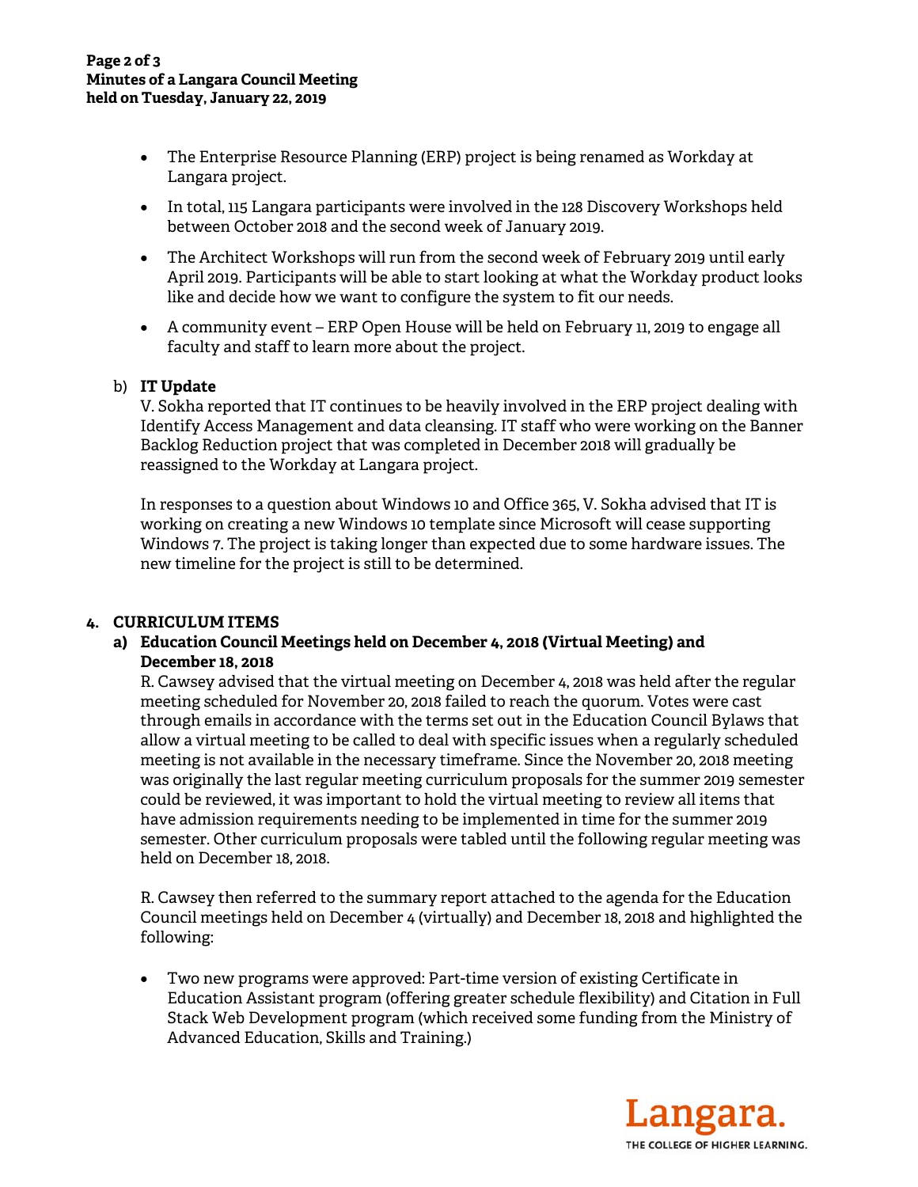- The Enterprise Resource Planning (ERP) project is being renamed as Workday at Langara project.
- In total, 115 Langara participants were involved in the 128 Discovery Workshops held between October 2018 and the second week of January 2019.
- The Architect Workshops will run from the second week of February 2019 until early April 2019. Participants will be able to start looking at what the Workday product looks like and decide how we want to configure the system to fit our needs.
- A community event – ERP Open House will be held on February 11, 2019 to engage all faculty and staff to learn more about the project.

b) **IT Update**

V. Sokha reported that IT continues to be heavily involved in the ERP project dealing with Identify Access Management and data cleansing. IT staff who were working on the Banner Backlog Reduction project that was completed in December 2018 will gradually be reassigned to the Workday at Langara project.

In responses to a question about Windows 10 and Office 365, V. Sokha advised that IT is working on creating a new Windows 10 template since Microsoft will cease supporting Windows 7. The project is taking longer than expected due to some hardware issues. The new timeline for the project is still to be determined.

## 4. CURRICULUM ITEMS

### a) Education Council Meetings held on December 4, 2018 (Virtual Meeting) and December 18, 2018

R. Cawsey advised that the virtual meeting on December 4, 2018 was held after the regular meeting scheduled for November 20, 2018 failed to reach the quorum. Votes were cast through emails in accordance with the terms set out in the Education Council Bylaws that allow a virtual meeting to be called to deal with specific issues when a regularly scheduled meeting is not available in the necessary timeframe. Since the November 20, 2018 meeting was originally the last regular meeting curriculum proposals for the summer 2019 semester could be reviewed, it was important to hold the virtual meeting to review all items that have admission requirements needing to be implemented in time for the summer 2019 semester. Other curriculum proposals were tabled until the following regular meeting was held on December 18, 2018.

R. Cawsey then referred to the summary report attached to the agenda for the Education Council meetings held on December 4 (virtually) and December 18, 2018 and highlighted the following:

- Two new programs were approved: Part-time version of existing Certificate in Education Assistant program (offering greater schedule flexibility) and Citation in Full Stack Web Development program (which received some funding from the Ministry of Advanced Education, Skills and Training.)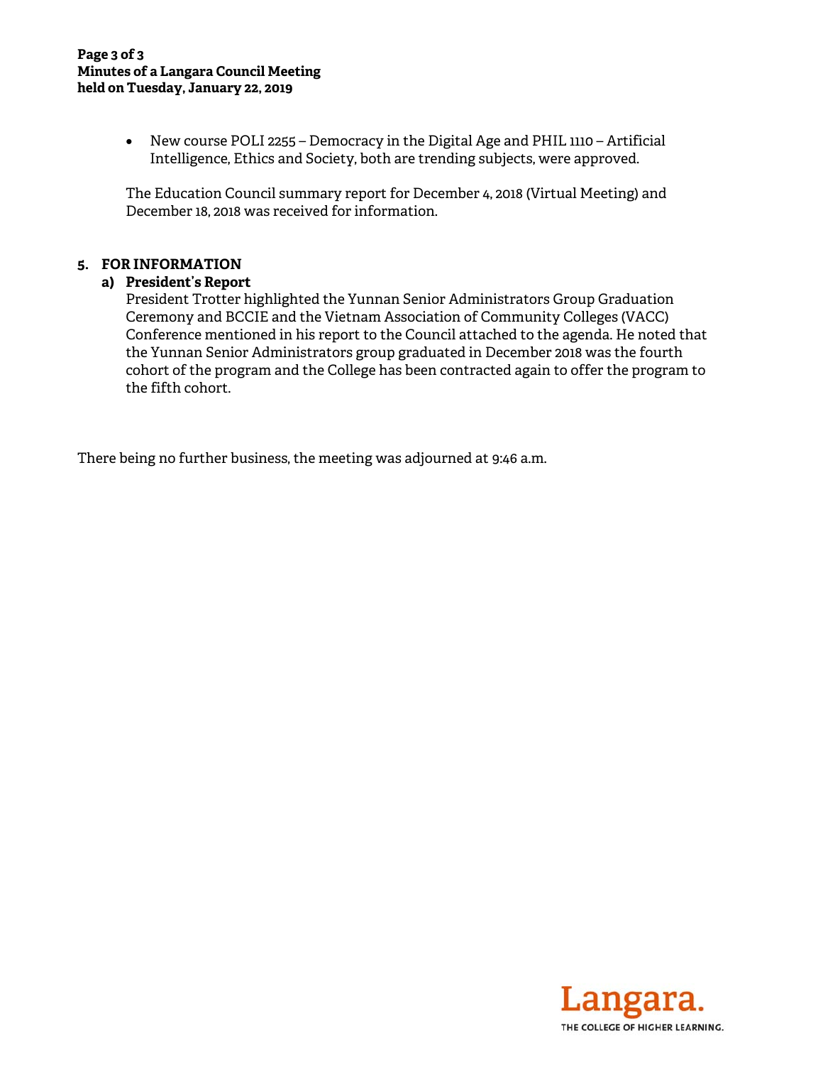- New course POLI 2255 – Democracy in the Digital Age and PHIL 1110 – Artificial Intelligence, Ethics and Society, both are trending subjects, were approved.

The Education Council summary report for December 4, 2018 (Virtual Meeting) and December 18, 2018 was received for information.

## 5. FOR INFORMATION

### a) President's Report

President Trotter highlighted the Yunnan Senior Administrators Group Graduation Ceremony and BCCIE and the Vietnam Association of Community Colleges (VACC) Conference mentioned in his report to the Council attached to the agenda. He noted that the Yunnan Senior Administrators group graduated in December 2018 was the fourth cohort of the program and the College has been contracted again to offer the program to the fifth cohort.

There being no further business, the meeting was adjourned at 9:46 a.m.